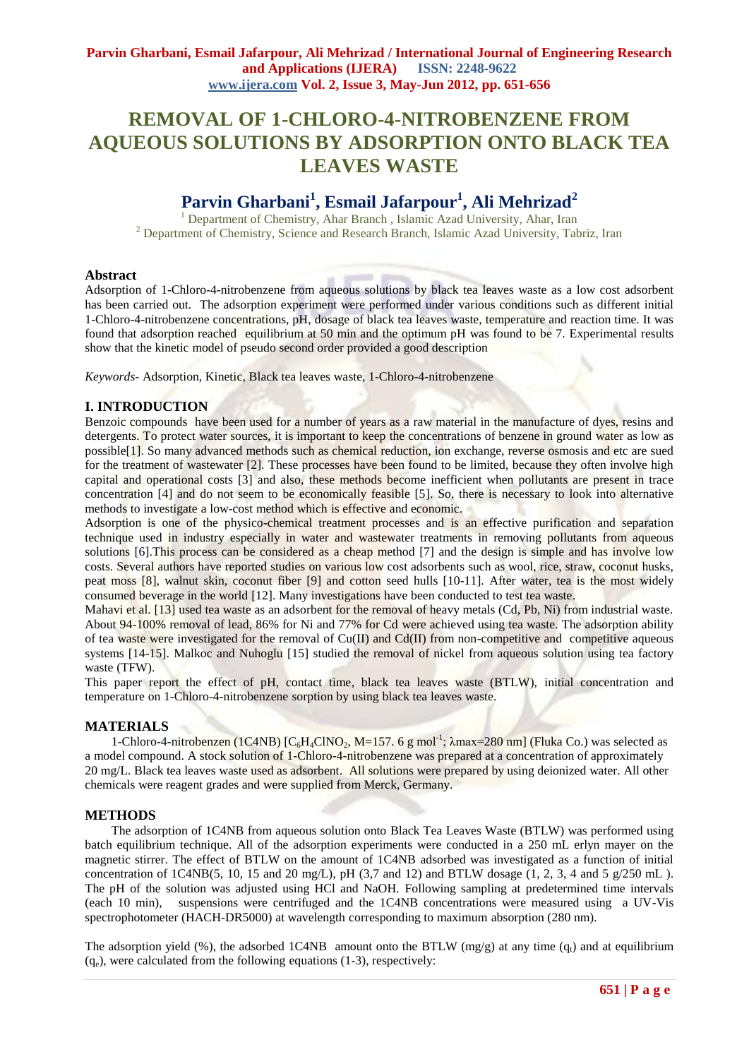# REMOVAL OF 1-CHLORO-4-NITROBENZENE FROM AQUEOUS SOLUTIONS BY ADSORPTION ONTO BLACK TEA LEAVES WASTE

## Parvin Gharbani[1], Esmail Jafarpour[1], Ali Mehrizad[2]

[1] Department of Chemistry, Ahar Branch , Islamic Azad University, Ahar, Iran
[2] Department of Chemistry, Science and Research Branch, Islamic Azad University, Tabriz, Iran

### Abstract

Adsorption of 1-Chloro-4-nitrobenzene from aqueous solutions by black tea leaves waste as a low cost adsorbent has been carried out. The adsorption experiment were performed under various conditions such as different initial 1-Chloro-4-nitrobenzene concentrations, pH, dosage of black tea leaves waste, temperature and reaction time. It was found that adsorption reached equilibrium at 50 min and the optimum pH was found to be 7. Experimental results show that the kinetic model of pseudo second order provided a good description

*Keywords*- Adsorption, Kinetic, Black tea leaves waste, 1-Chloro-4-nitrobenzene

### I. INTRODUCTION

Benzoic compounds have been used for a number of years as a raw material in the manufacture of dyes, resins and detergents. To protect water sources, it is important to keep the concentrations of benzene in ground water as low as possible[1]. So many advanced methods such as chemical reduction, ion exchange, reverse osmosis and etc are sued for the treatment of wastewater [2]. These processes have been found to be limited, because they often involve high capital and operational costs [3] and also, these methods become inefficient when pollutants are present in trace concentration [4] and do not seem to be economically feasible [5]. So, there is necessary to look into alternative methods to investigate a low-cost method which is effective and economic.

Adsorption is one of the physico-chemical treatment processes and is an effective purification and separation technique used in industry especially in water and wastewater treatments in removing pollutants from aqueous solutions [6].This process can be considered as a cheap method [7] and the design is simple and has involve low costs. Several authors have reported studies on various low cost adsorbents such as wool, rice, straw, coconut husks, peat moss [8], walnut skin, coconut fiber [9] and cotton seed hulls [10-11]. After water, tea is the most widely consumed beverage in the world [12]. Many investigations have been conducted to test tea waste.

Mahavi et al. [13] used tea waste as an adsorbent for the removal of heavy metals (Cd, Pb, Ni) from industrial waste. About 94-100% removal of lead, 86% for Ni and 77% for Cd were achieved using tea waste. The adsorption ability of tea waste were investigated for the removal of Cu(II) and Cd(II) from non-competitive and competitive aqueous systems [14-15]. Malkoc and Nuhoglu [15] studied the removal of nickel from aqueous solution using tea factory waste (TFW).

This paper report the effect of pH, contact time, black tea leaves waste (BTLW), initial concentration and temperature on 1-Chloro-4-nitrobenzene sorption by using black tea leaves waste.

### MATERIALS

1-Chloro-4-nitrobenzen (1C4NB) [$C_6H_4ClNO_2$, M=157. 6 g $mol^{-1}$; λmax=280 nm] (Fluka Co.) was selected as a model compound. A stock solution of 1-Chloro-4-nitrobenzene was prepared at a concentration of approximately 20 mg/L. Black tea leaves waste used as adsorbent. All solutions were prepared by using deionized water. All other chemicals were reagent grades and were supplied from Merck, Germany.

### METHODS

The adsorption of 1C4NB from aqueous solution onto Black Tea Leaves Waste (BTLW) was performed using batch equilibrium technique. All of the adsorption experiments were conducted in a 250 mL erlyn mayer on the magnetic stirrer. The effect of BTLW on the amount of 1C4NB adsorbed was investigated as a function of initial concentration of 1C4NB(5, 10, 15 and 20 mg/L), pH (3,7 and 12) and BTLW dosage (1, 2, 3, 4 and 5 g/250 mL ). The pH of the solution was adjusted using HCl and NaOH. Following sampling at predetermined time intervals (each 10 min), suspensions were centrifuged and the 1C4NB concentrations were measured using a UV-Vis spectrophotometer (HACH-DR5000) at wavelength corresponding to maximum absorption (280 nm).

The adsorption yield (%), the adsorbed 1C4NB amount onto the BTLW (mg/g) at any time ($q_t$) and at equilibrium ($q_e$), were calculated from the following equations (1-3), respectively: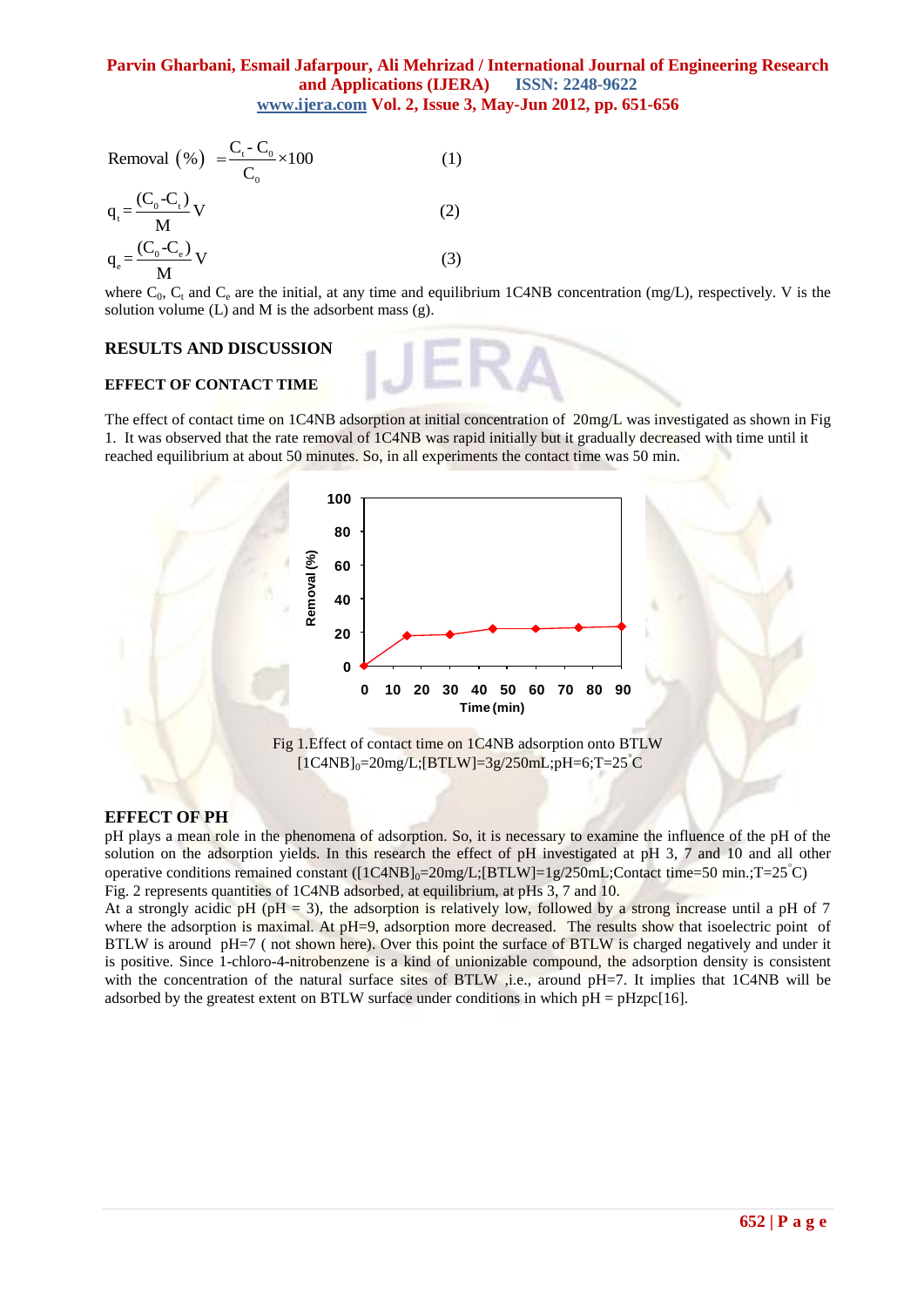$$\text{Removal (\%)} = \frac{C_t - C_0}{C_0} \times 100 \quad (1)$$

$$q_t = \frac{(C_0 - C_t)}{M} V \quad (2)$$

$$q_e = \frac{(C_0 - C_e)}{M} V \quad (3)$$

where $C_0$, $C_t$ and $C_e$ are the initial, at any time and equilibrium 1C4NB concentration (mg/L), respectively. V is the solution volume (L) and M is the adsorbent mass (g).

## RESULTS AND DISCUSSION

### EFFECT OF CONTACT TIME

The effect of contact time on 1C4NB adsorption at initial concentration of 20mg/L was investigated as shown in Fig 1. It was observed that the rate removal of 1C4NB was rapid initially but it gradually decreased with time until it reached equilibrium at about 50 minutes. So, in all experiments the contact time was 50 min.

Fig 1.Effect of contact time on 1C4NB adsorption onto BTLW $[1C4NB]_0$=20mg/L;[BTLW]=3g/250mL;pH=6;T=25°C

### EFFECT OF PH

pH plays a mean role in the phenomena of adsorption. So, it is necessary to examine the influence of the pH of the solution on the adsorption yields. In this research the effect of pH investigated at pH 3, 7 and 10 and all other operative conditions remained constant ($[1C4NB]_0$=20mg/L;[BTLW]=1g/250mL;Contact time=50 min.;T=25°C) Fig. 2 represents quantities of 1C4NB adsorbed, at equilibrium, at pHs 3, 7 and 10.

At a strongly acidic pH (pH = 3), the adsorption is relatively low, followed by a strong increase until a pH of 7 where the adsorption is maximal. At pH=9, adsorption more decreased. The results show that isoelectric point of BTLW is around pH=7 ( not shown here). Over this point the surface of BTLW is charged negatively and under it is positive. Since 1-chloro-4-nitrobenzene is a kind of unionizable compound, the adsorption density is consistent with the concentration of the natural surface sites of BTLW ,i.e., around pH=7. It implies that 1C4NB will be adsorbed by the greatest extent on BTLW surface under conditions in which pH = pHzpc[16].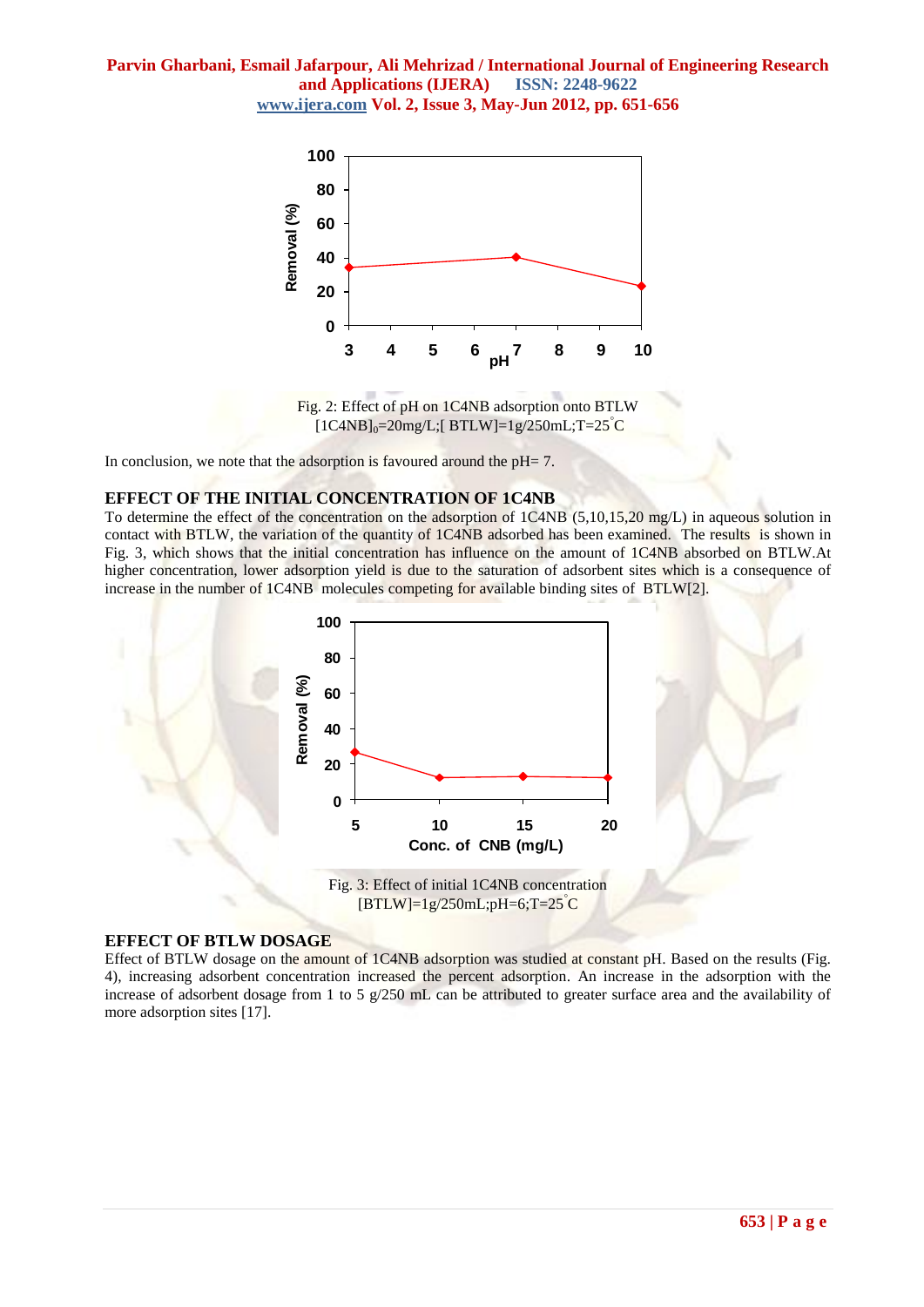Fig. 2: Effect of pH on 1C4NB adsorption onto BTLW
$[1C4NB]_0$=20mg/L;[ BTLW]=1g/250mL;T=25°C

In conclusion, we note that the adsorption is favoured around the pH= 7.

## EFFECT OF THE INITIAL CONCENTRATION OF 1C4NB

To determine the effect of the concentration on the adsorption of 1C4NB (5,10,15,20 mg/L) in aqueous solution in contact with BTLW, the variation of the quantity of 1C4NB adsorbed has been examined. The results is shown in Fig. 3, which shows that the initial concentration has influence on the amount of 1C4NB absorbed on BTLW.At higher concentration, lower adsorption yield is due to the saturation of adsorbent sites which is a consequence of increase in the number of 1C4NB molecules competing for available binding sites of BTLW[2].

Fig. 3: Effect of initial 1C4NB concentration
[BTLW]=1g/250mL;pH=6;T=25°C

## EFFECT OF BTLW DOSAGE

Effect of BTLW dosage on the amount of 1C4NB adsorption was studied at constant pH. Based on the results (Fig. 4), increasing adsorbent concentration increased the percent adsorption. An increase in the adsorption with the increase of adsorbent dosage from 1 to 5 g/250 mL can be attributed to greater surface area and the availability of more adsorption sites [17].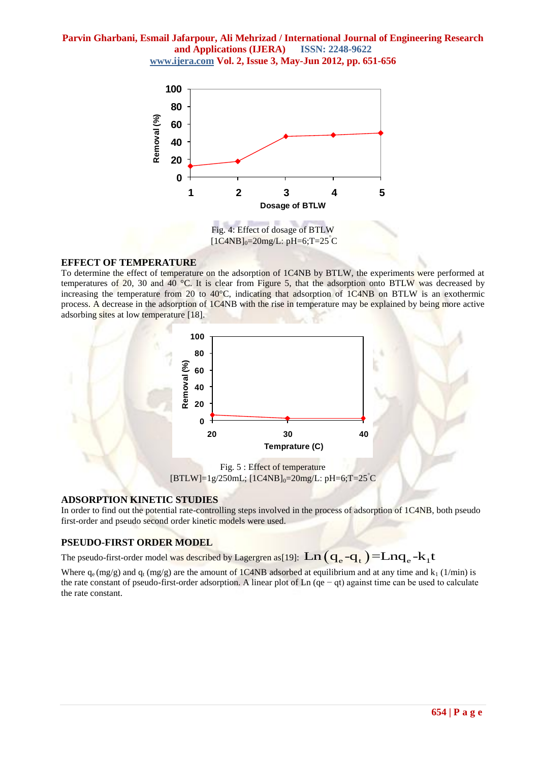Fig. 4: Effect of dosage of BTLW
$[1C4NB]_0$=20mg/L: pH=6;T=25°C

## EFFECT OF TEMPERATURE

To determine the effect of temperature on the adsorption of 1C4NB by BTLW, the experiments were performed at temperatures of 20, 30 and 40 °C. It is clear from Figure 5, that the adsorption onto BTLW was decreased by increasing the temperature from 20 to 40°C, indicating that adsorption of 1C4NB on BTLW is an exothermic process. A decrease in the adsorption of 1C4NB with the rise in temperature may be explained by being more active adsorbing sites at low temperature [18].

Fig. 5 : Effect of temperature
[BTLW]=1g/250mL; $[1C4NB]_0$=20mg/L: pH=6;T=25°C

## ADSORPTION KINETIC STUDIES

In order to find out the potential rate-controlling steps involved in the process of adsorption of 1C4NB, both pseudo first-order and pseudo second order kinetic models were used.

## PSEUDO-FIRST ORDER MODEL

The pseudo-first-order model was described by Lagergren as[19]: $\mathrm{Ln}(q_e - q_t) = \mathrm{Ln}q_e - k_1 t$

Where $q_e$ (mg/g) and $q_t$ (mg/g) are the amount of 1C4NB adsorbed at equilibrium and at any time and $k_1$ (1/min) is the rate constant of pseudo-first-order adsorption. A linear plot of Ln (qe − qt) against time can be used to calculate the rate constant.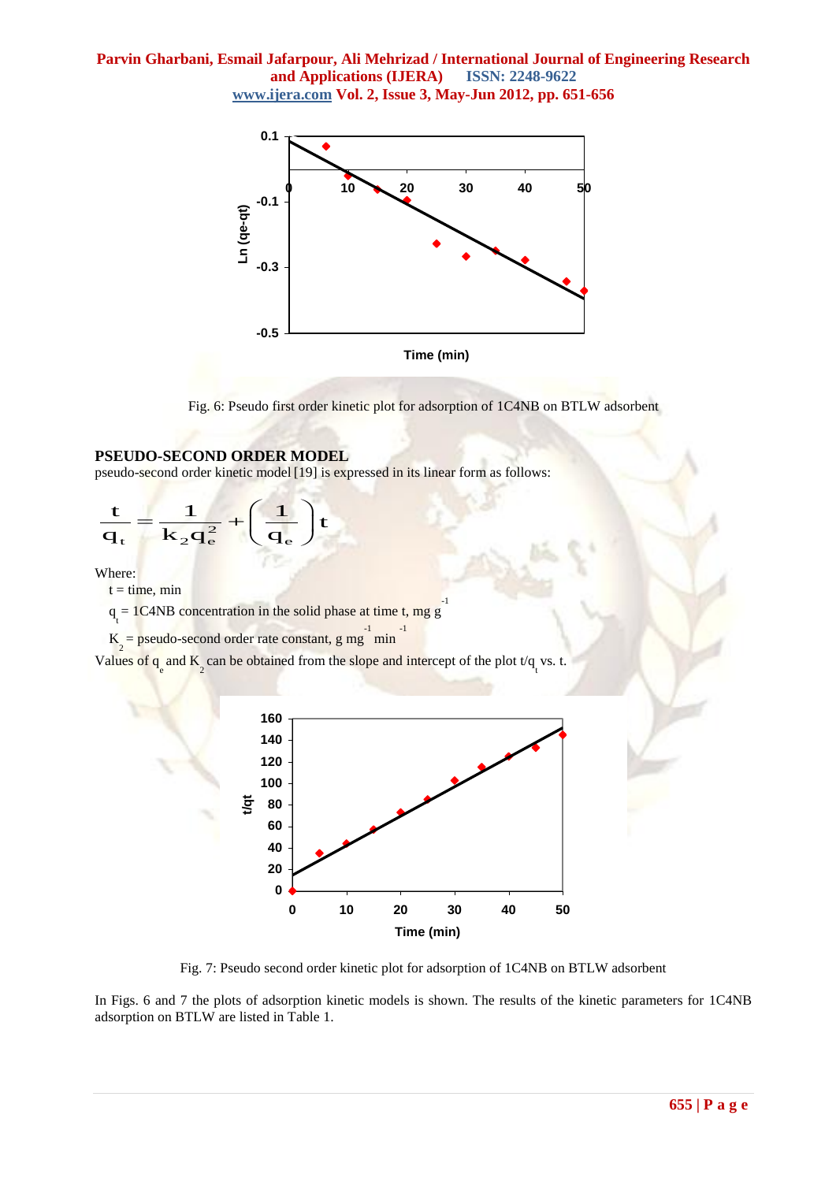Fig. 6: Pseudo first order kinetic plot for adsorption of 1C4NB on BTLW adsorbent

## PSEUDO-SECOND ORDER MODEL

pseudo-second order kinetic model [19] is expressed in its linear form as follows:

$$\frac{t}{q_t} = \frac{1}{k_2 q_e^2} + \left(\frac{1}{q_e}\right) t$$

Where:

t = time, min

$q_t$ = 1C4NB concentration in the solid phase at time t, mg $g^{-1}$

$K_2$ = pseudo-second order rate constant, g $mg^{-1}$ $min^{-1}$

Values of $q_e$ and $K_2$ can be obtained from the slope and intercept of the plot $t/q_t$ vs. t.

Fig. 7: Pseudo second order kinetic plot for adsorption of 1C4NB on BTLW adsorbent

In Figs. 6 and 7 the plots of adsorption kinetic models is shown. The results of the kinetic parameters for 1C4NB adsorption on BTLW are listed in Table 1.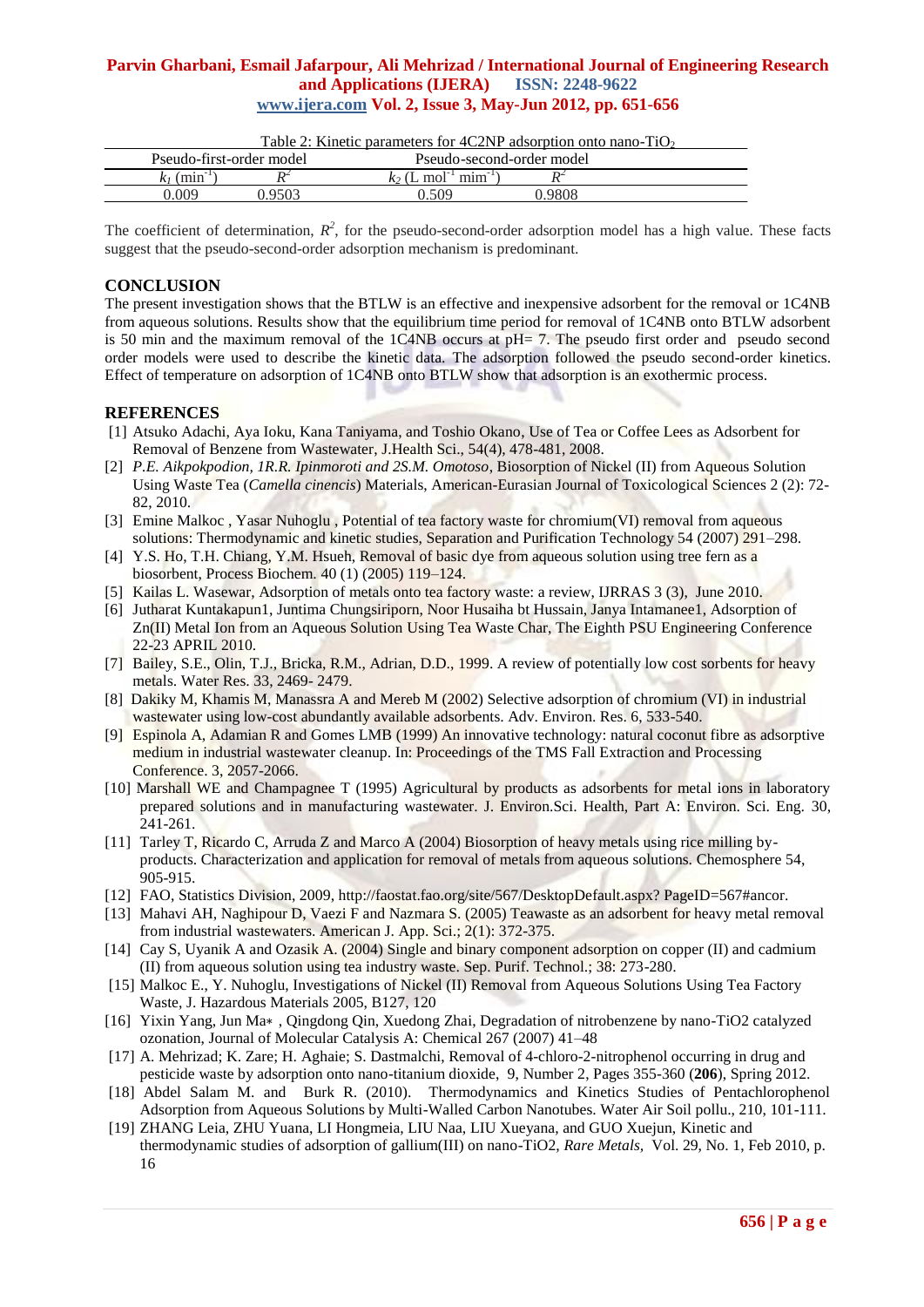Table 2: Kinetic parameters for 4C2NP adsorption onto nano-$TiO_2$

| Pseudo-first-order model | | Pseudo-second-order model | |
|---|---|---|---|
| $k_1$ ($min^{-1}$) | $R^2$ | $k_2$ (L $mol^{-1}$ $mim^{-1}$) | $R^2$ |
| 0.009 | 0.9503 | 0.509 | 0.9808 |

The coefficient of determination, $R^2$, for the pseudo-second-order adsorption model has a high value. These facts suggest that the pseudo-second-order adsorption mechanism is predominant.

## CONCLUSION

The present investigation shows that the BTLW is an effective and inexpensive adsorbent for the removal or 1C4NB from aqueous solutions. Results show that the equilibrium time period for removal of 1C4NB onto BTLW adsorbent is 50 min and the maximum removal of the 1C4NB occurs at pH= 7. The pseudo first order and pseudo second order models were used to describe the kinetic data. The adsorption followed the pseudo second-order kinetics. Effect of temperature on adsorption of 1C4NB onto BTLW show that adsorption is an exothermic process.

## REFERENCES

[1] Atsuko Adachi, Aya Ioku, Kana Taniyama, and Toshio Okano, Use of Tea or Coffee Lees as Adsorbent for Removal of Benzene from Wastewater, J.Health Sci., 54(4), 478-481, 2008.

[2] *P.E. Aikpokpodion, 1R.R. Ipinmoroti and 2S.M. Omotoso*, Biosorption of Nickel (II) from Aqueous Solution Using Waste Tea (*Camella cinencis*) Materials, American-Eurasian Journal of Toxicological Sciences 2 (2): 72-82, 2010.

[3] Emine Malkoc , Yasar Nuhoglu , Potential of tea factory waste for chromium(VI) removal from aqueous solutions: Thermodynamic and kinetic studies, Separation and Purification Technology 54 (2007) 291–298.

[4] Y.S. Ho, T.H. Chiang, Y.M. Hsueh, Removal of basic dye from aqueous solution using tree fern as a biosorbent, Process Biochem. 40 (1) (2005) 119–124.

[5] Kailas L. Wasewar, Adsorption of metals onto tea factory waste: a review, IJRRAS 3 (3), June 2010.

[6] Jutharat Kuntakapun1, Juntima Chungsiriporn, Noor Husaiha bt Hussain, Janya Intamanee1, Adsorption of Zn(II) Metal Ion from an Aqueous Solution Using Tea Waste Char, The Eighth PSU Engineering Conference 22-23 APRIL 2010.

[7] Bailey, S.E., Olin, T.J., Bricka, R.M., Adrian, D.D., 1999. A review of potentially low cost sorbents for heavy metals. Water Res. 33, 2469- 2479.

[8] Dakiky M, Khamis M, Manassra A and Mereb M (2002) Selective adsorption of chromium (VI) in industrial wastewater using low-cost abundantly available adsorbents. Adv. Environ. Res. 6, 533-540.

[9] Espinola A, Adamian R and Gomes LMB (1999) An innovative technology: natural coconut fibre as adsorptive medium in industrial wastewater cleanup. In: Proceedings of the TMS Fall Extraction and Processing Conference. 3, 2057-2066.

[10] Marshall WE and Champagnee T (1995) Agricultural by products as adsorbents for metal ions in laboratory prepared solutions and in manufacturing wastewater. J. Environ.Sci. Health, Part A: Environ. Sci. Eng. 30, 241-261.

[11] Tarley T, Ricardo C, Arruda Z and Marco A (2004) Biosorption of heavy metals using rice milling by-products. Characterization and application for removal of metals from aqueous solutions. Chemosphere 54, 905-915.

[12] FAO, Statistics Division, 2009, http://faostat.fao.org/site/567/DesktopDefault.aspx? PageID=567#ancor.

[13] Mahavi AH, Naghipour D, Vaezi F and Nazmara S. (2005) Teawaste as an adsorbent for heavy metal removal from industrial wastewaters. American J. App. Sci.; 2(1): 372-375.

[14] Cay S, Uyanik A and Ozasik A. (2004) Single and binary component adsorption on copper (II) and cadmium (II) from aqueous solution using tea industry waste. Sep. Purif. Technol.; 38: 273-280.

[15] Malkoc E., Y. Nuhoglu, Investigations of Nickel (II) Removal from Aqueous Solutions Using Tea Factory Waste, J. Hazardous Materials 2005, B127, 120

[16] Yixin Yang, Jun Ma∗ , Qingdong Qin, Xuedong Zhai, Degradation of nitrobenzene by nano-TiO2 catalyzed ozonation, Journal of Molecular Catalysis A: Chemical 267 (2007) 41–48

[17] A. Mehrizad; K. Zare; H. Aghaie; S. Dastmalchi, Removal of 4-chloro-2-nitrophenol occurring in drug and pesticide waste by adsorption onto nano-titanium dioxide, 9, Number 2, Pages 355-360 (**206**), Spring 2012.

[18] Abdel Salam M. and Burk R. (2010). Thermodynamics and Kinetics Studies of Pentachlorophenol Adsorption from Aqueous Solutions by Multi-Walled Carbon Nanotubes. Water Air Soil pollu., 210, 101-111.

[19] ZHANG Leia, ZHU Yuana, LI Hongmeia, LIU Naa, LIU Xueyana, and GUO Xuejun, Kinetic and thermodynamic studies of adsorption of gallium(III) on nano-TiO2, *Rare Metals,* Vol. 29, No. 1, Feb 2010, p. 16